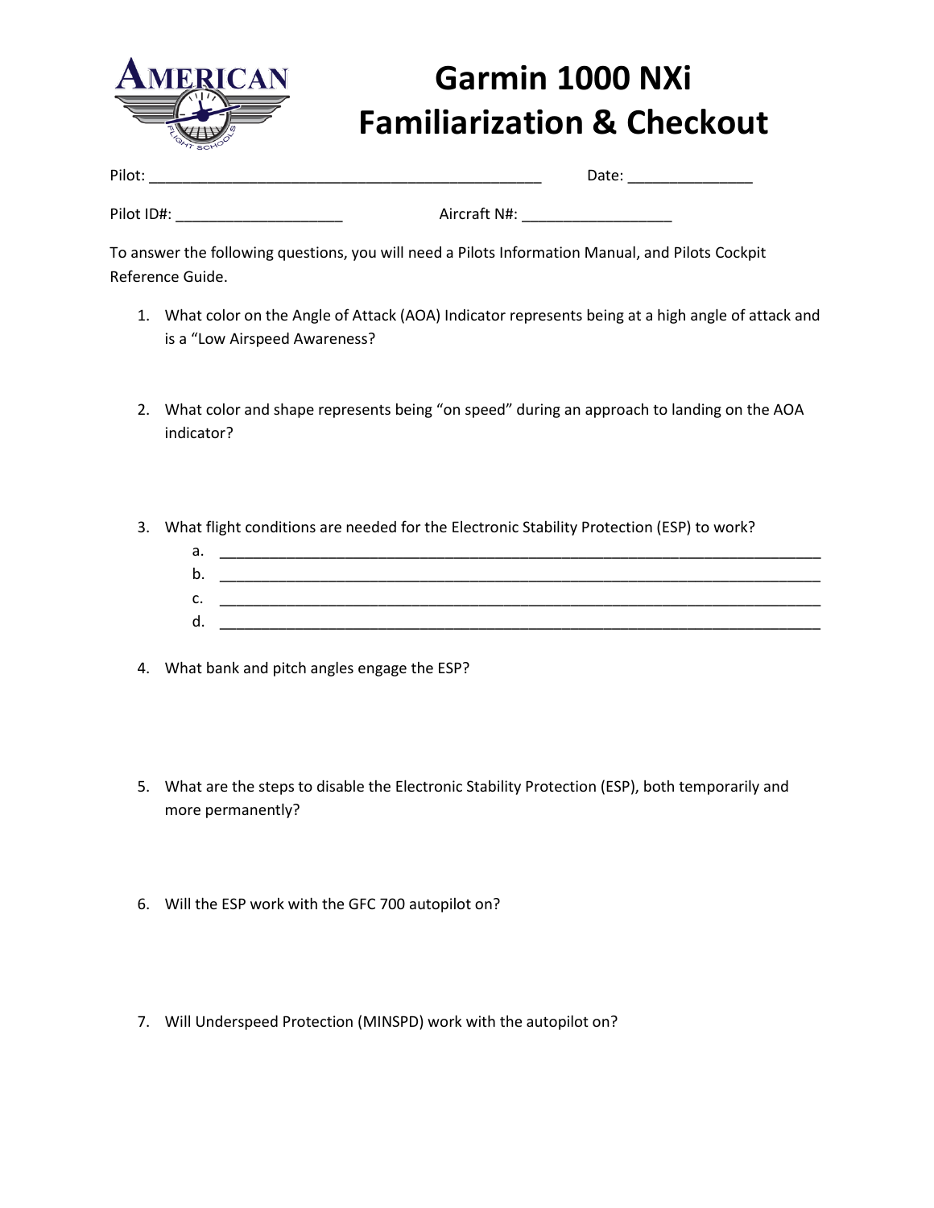# Garmin 1000 NXi Familiarization & Checkout

Pilot: ______________________________________________ Date: _______________

Pilot ID#: ____________________ Aircraft N#: __________________

To answer the following questions, you will need a Pilots Information Manual, and Pilots Cockpit Reference Guide.

1. What color on the Angle of Attack (AOA) Indicator represents being at a high angle of attack and is a "Low Airspeed Awareness?

2. What color and shape represents being "on speed" during an approach to landing on the AOA indicator?

3. What flight conditions are needed for the Electronic Stability Protection (ESP) to work?
   a. ___________________________________________________________________________
   b. ___________________________________________________________________________
   c. ___________________________________________________________________________
   d. ___________________________________________________________________________

4. What bank and pitch angles engage the ESP?

5. What are the steps to disable the Electronic Stability Protection (ESP), both temporarily and more permanently?

6. Will the ESP work with the GFC 700 autopilot on?

7. Will Underspeed Protection (MINSPD) work with the autopilot on?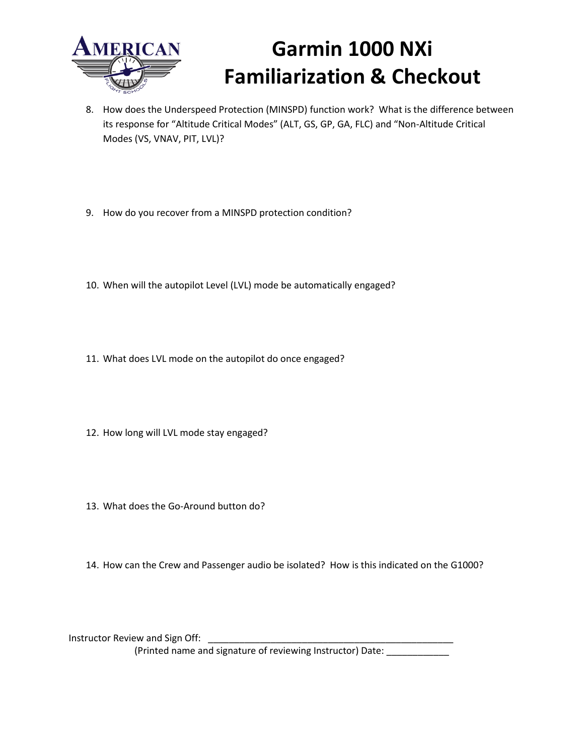8. How does the Underspeed Protection (MINSPD) function work? What is the difference between its response for "Altitude Critical Modes" (ALT, GS, GP, GA, FLC) and "Non-Altitude Critical Modes (VS, VNAV, PIT, LVL)?

9. How do you recover from a MINSPD protection condition?

10. When will the autopilot Level (LVL) mode be automatically engaged?

11. What does LVL mode on the autopilot do once engaged?

12. How long will LVL mode stay engaged?

13. What does the Go-Around button do?

14. How can the Crew and Passenger audio be isolated? How is this indicated on the G1000?

Instructor Review and Sign Off: ______________________________________________

(Printed name and signature of reviewing Instructor) Date: ____________